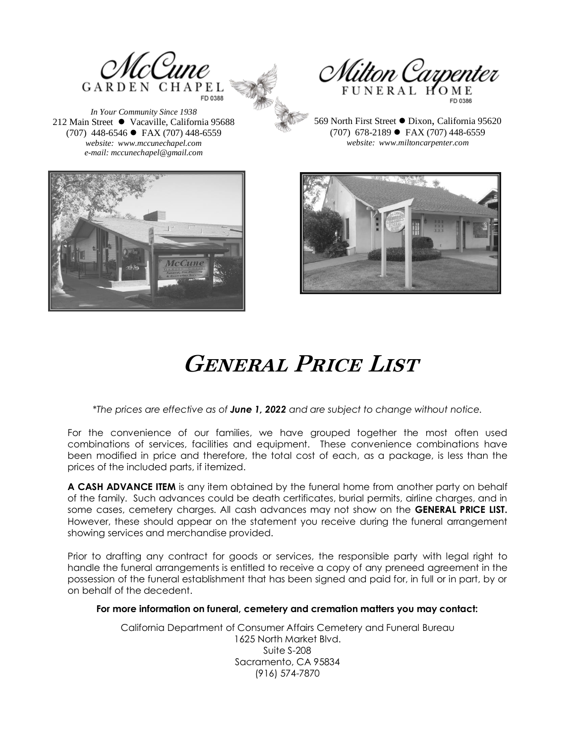McCune
GARDEN CHAPEL
FD 0388

*In Your Community Since 1938*
212 Main Street ● Vacaville, California 95688
(707) 448-6546 ● FAX (707) 448-6559
*website: www.mccunechapel.com*
*e-mail: mccunechapel@gmail.com*

Milton Carpenter
FUNERAL HOME
FD 0386

569 North First Street ● Dixon, California 95620
(707) 678-2189 ● FAX (707) 448-6559
*website: www.miltoncarpenter.com*

# *GENERAL PRICE LIST*

*\*The prices are effective as of **June 1, 2022** and are subject to change without notice.*

For the convenience of our families, we have grouped together the most often used combinations of services, facilities and equipment. These convenience combinations have been modified in price and therefore, the total cost of each, as a package, is less than the prices of the included parts, if itemized.

**A CASH ADVANCE ITEM** is any item obtained by the funeral home from another party on behalf of the family. Such advances could be death certificates, burial permits, airline charges, and in some cases, cemetery charges. All cash advances may not show on the **GENERAL PRICE LIST.** However, these should appear on the statement you receive during the funeral arrangement showing services and merchandise provided.

Prior to drafting any contract for goods or services, the responsible party with legal right to handle the funeral arrangements is entitled to receive a copy of any preneed agreement in the possession of the funeral establishment that has been signed and paid for, in full or in part, by or on behalf of the decedent.

**For more information on funeral, cemetery and cremation matters you may contact:**

California Department of Consumer Affairs Cemetery and Funeral Bureau
1625 North Market Blvd.
Suite S-208
Sacramento, CA 95834
(916) 574-7870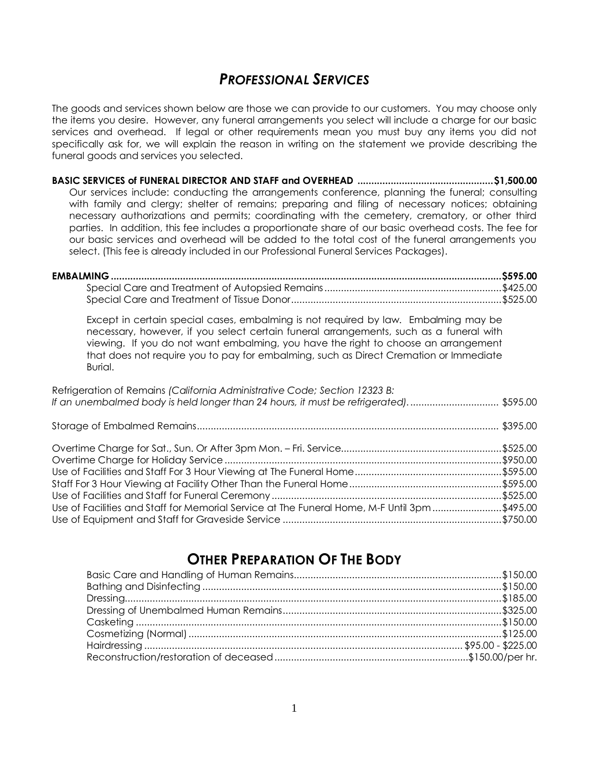# *PROFESSIONAL SERVICES*

The goods and services shown below are those we can provide to our customers. You may choose only the items you desire. However, any funeral arrangements you select will include a charge for our basic services and overhead. If legal or other requirements mean you must buy any items you did not specifically ask for, we will explain the reason in writing on the statement we provide describing the funeral goods and services you selected.

**BASIC SERVICES of FUNERAL DIRECTOR AND STAFF and OVERHEAD ....................................................$1,500.00**

Our services include: conducting the arrangements conference, planning the funeral; consulting with family and clergy; shelter of remains; preparing and filing of necessary notices; obtaining necessary authorizations and permits; coordinating with the cemetery, crematory, or other third parties. In addition, this fee includes a proportionate share of our basic overhead costs. The fee for our basic services and overhead will be added to the total cost of the funeral arrangements you select. (This fee is already included in our Professional Funeral Services Packages).

**EMBALMING ....................................................................................................................................$595.00**

Special Care and Treatment of Autopsied Remains ...............................................................$425.00
Special Care and Treatment of Tissue Donor.........................................................................$525.00

Except in certain special cases, embalming is not required by law. Embalming may be necessary, however, if you select certain funeral arrangements, such as a funeral with viewing. If you do not want embalming, you have the right to choose an arrangement that does not require you to pay for embalming, such as Direct Cremation or Immediate Burial.

Refrigeration of Remains *(California Administrative Code; Section 12323 B: If an unembalmed body is held longer than 24 hours, it must be refrigerated).* ................................ $595.00

Storage of Embalmed Remains.................................................................................................. $395.00

Overtime Charge for Sat., Sun. Or After 3pm Mon. – Fri. Service...........................................................$525.00
Overtime Charge for Holiday Service ....................................................................................................$950.00
Use of Facilities and Staff For 3 Hour Viewing at The Funeral Home.....................................................$595.00
Staff For 3 Hour Viewing at Facility Other Than the Funeral Home.......................................................$595.00
Use of Facilities and Staff for Funeral Ceremony ...................................................................................$525.00
Use of Facilities and Staff for Memorial Service at The Funeral Home, M-F Until 3pm .........................$495.00
Use of Equipment and Staff for Graveside Service ...............................................................................$750.00

## OTHER PREPARATION OF THE BODY

Basic Care and Handling of Human Remains..........................................................................$150.00
Bathing and Disinfecting ...........................................................................................................$150.00
Dressing.......................................................................................................................................$185.00
Dressing of Unembalmed Human Remains..............................................................................$325.00
Casketing ...................................................................................................................................$150.00
Cosmetizing (Normal) ................................................................................................................$125.00
Hairdressing ................................................................................................................. $95.00 - $225.00
Reconstruction/restoration of deceased....................................................................$150.00/per hr.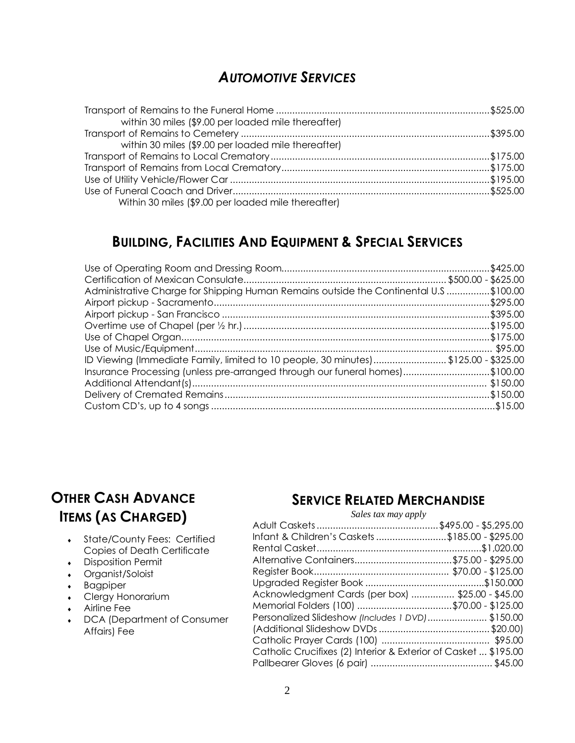## *AUTOMOTIVE SERVICES*

| | |
|---|---|
| Transport of Remains to the Funeral Home | $525.00 |
| within 30 miles ($9.00 per loaded mile thereafter) | |
| Transport of Remains to Cemetery | $395.00 |
| within 30 miles ($9.00 per loaded mile thereafter) | |
| Transport of Remains to Local Crematory | $175.00 |
| Transport of Remains from Local Crematory | $175.00 |
| Use of Utility Vehicle/Flower Car | $195.00 |
| Use of Funeral Coach and Driver | $525.00 |
| Within 30 miles ($9.00 per loaded mile thereafter) | |

## BUILDING, FACILITIES AND EQUIPMENT & SPECIAL SERVICES

| | |
|---|---|
| Use of Operating Room and Dressing Room | $425.00 |
| Certification of Mexican Consulate | $500.00 - $625.00 |
| Administrative Charge for Shipping Human Remains outside the Continental U.S | $100.00 |
| Airport pickup - Sacramento | $295.00 |
| Airport pickup - San Francisco | $395.00 |
| Overtime use of Chapel (per ½ hr.) | $195.00 |
| Use of Chapel Organ | $175.00 |
| Use of Music/Equipment | $95.00 |
| ID Viewing (Immediate Family, limited to 10 people, 30 minutes) | $125.00 - $325.00 |
| Insurance Processing (unless pre-arranged through our funeral homes) | $100.00 |
| Additional Attendant(s) | $150.00 |
| Delivery of Cremated Remains | $150.00 |
| Custom CD's, up to 4 songs | $15.00 |

## OTHER CASH ADVANCE ITEMS (AS CHARGED)

- State/County Fees: Certified Copies of Death Certificate
- Disposition Permit
- Organist/Soloist
- Bagpiper
- Clergy Honorarium
- Airline Fee
- DCA (Department of Consumer Affairs) Fee

## SERVICE RELATED MERCHANDISE

*Sales tax may apply*

| | |
|---|---|
| Adult Caskets | $495.00 - $5,295.00 |
| Infant & Children's Caskets | $185.00 - $295.00 |
| Rental Casket | $1,020.00 |
| Alternative Containers | $75.00 - $295.00 |
| Register Book | $70.00 - $125.00 |
| Upgraded Register Book | $150.000 |
| Acknowledgment Cards (per box) | $25.00 - $45.00 |
| Memorial Folders (100) | $70.00 - $125.00 |
| Personalized Slideshow *(Includes 1 DVD)* | $150.00 |
| (Additional Slideshow DVDs | $20.00) |
| Catholic Prayer Cards (100) | $95.00 |
| Catholic Crucifixes (2) Interior & Exterior of Casket | $195.00 |
| Pallbearer Gloves (6 pair) | $45.00 |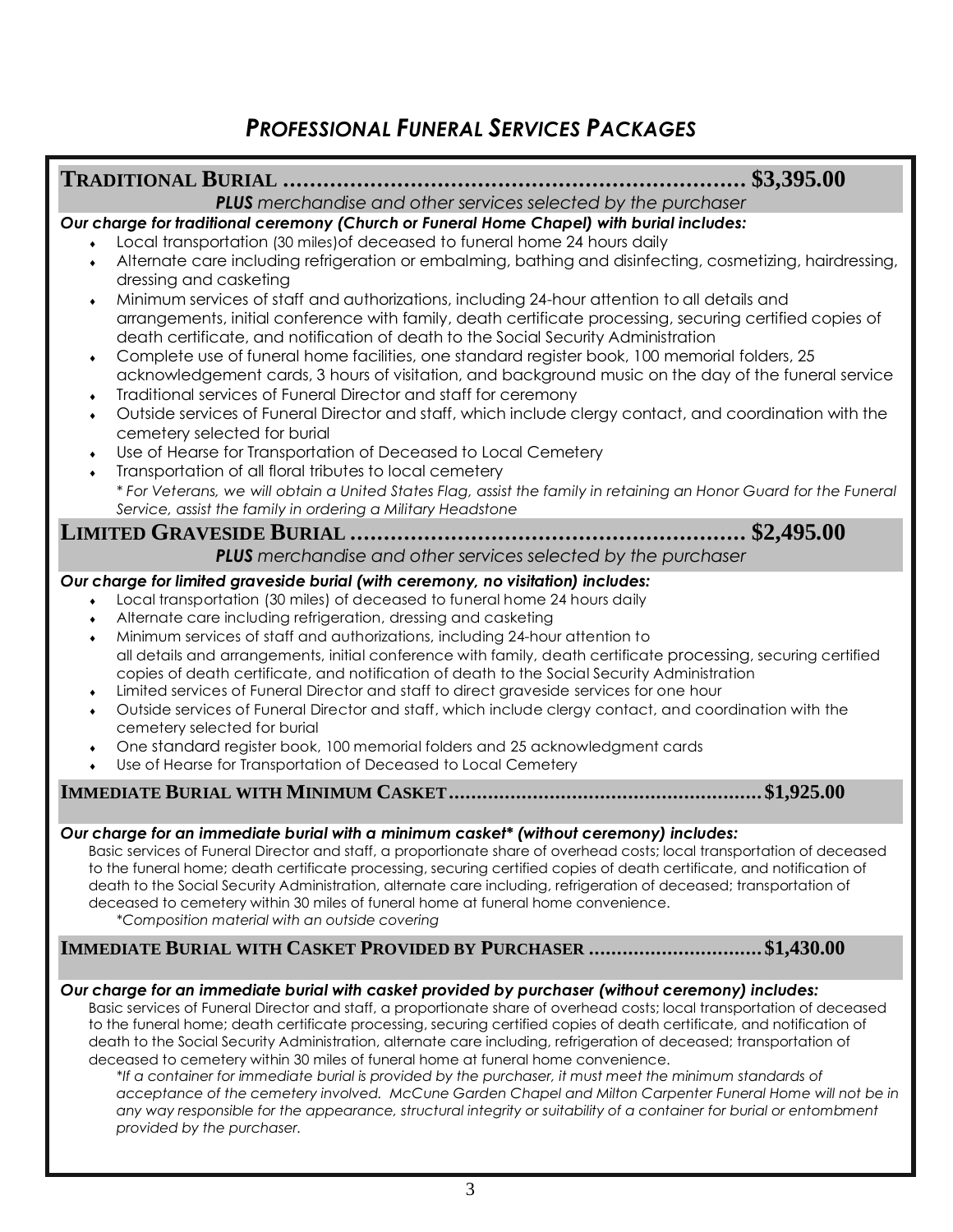## *PROFESSIONAL FUNERAL SERVICES PACKAGES*

### TRADITIONAL BURIAL .................................................................. $3,395.00

***PLUS** merchandise and other services selected by the purchaser*

***Our charge for traditional ceremony (Church or Funeral Home Chapel) with burial includes:***

- Local transportation (30 miles)of deceased to funeral home 24 hours daily
- Alternate care including refrigeration or embalming, bathing and disinfecting, cosmetizing, hairdressing, dressing and casketing
- Minimum services of staff and authorizations, including 24-hour attention to all details and arrangements, initial conference with family, death certificate processing, securing certified copies of death certificate, and notification of death to the Social Security Administration
- Complete use of funeral home facilities, one standard register book, 100 memorial folders, 25 acknowledgement cards, 3 hours of visitation, and background music on the day of the funeral service
- Traditional services of Funeral Director and staff for ceremony
- Outside services of Funeral Director and staff, which include clergy contact, and coordination with the cemetery selected for burial
- Use of Hearse for Transportation of Deceased to Local Cemetery
- Transportation of all floral tributes to local cemetery

  *\* For Veterans, we will obtain a United States Flag, assist the family in retaining an Honor Guard for the Funeral Service, assist the family in ordering a Military Headstone*

### LIMITED GRAVESIDE BURIAL ......................................................... $2,495.00

***PLUS** merchandise and other services selected by the purchaser*

***Our charge for limited graveside burial (with ceremony, no visitation) includes:***

- Local transportation (30 miles) of deceased to funeral home 24 hours daily
- Alternate care including refrigeration, dressing and casketing
- Minimum services of staff and authorizations, including 24-hour attention to all details and arrangements, initial conference with family, death certificate processing, securing certified copies of death certificate, and notification of death to the Social Security Administration
- Limited services of Funeral Director and staff to direct graveside services for one hour
- Outside services of Funeral Director and staff, which include clergy contact, and coordination with the cemetery selected for burial
- One standard register book, 100 memorial folders and 25 acknowledgment cards
- Use of Hearse for Transportation of Deceased to Local Cemetery

### IMMEDIATE BURIAL WITH MINIMUM CASKET...................................................... $1,925.00

***Our charge for an immediate burial with a minimum casket\* (without ceremony) includes:***

Basic services of Funeral Director and staff, a proportionate share of overhead costs; local transportation of deceased to the funeral home; death certificate processing, securing certified copies of death certificate, and notification of death to the Social Security Administration, alternate care including, refrigeration of deceased; transportation of deceased to cemetery within 30 miles of funeral home at funeral home convenience.

*\*Composition material with an outside covering*

### IMMEDIATE BURIAL WITH CASKET PROVIDED BY PURCHASER .............................. $1,430.00

***Our charge for an immediate burial with casket provided by purchaser (without ceremony) includes:***

Basic services of Funeral Director and staff, a proportionate share of overhead costs; local transportation of deceased to the funeral home; death certificate processing, securing certified copies of death certificate, and notification of death to the Social Security Administration, alternate care including, refrigeration of deceased; transportation of deceased to cemetery within 30 miles of funeral home at funeral home convenience.

*\*If a container for immediate burial is provided by the purchaser, it must meet the minimum standards of acceptance of the cemetery involved. McCune Garden Chapel and Milton Carpenter Funeral Home will not be in any way responsible for the appearance, structural integrity or suitability of a container for burial or entombment provided by the purchaser.*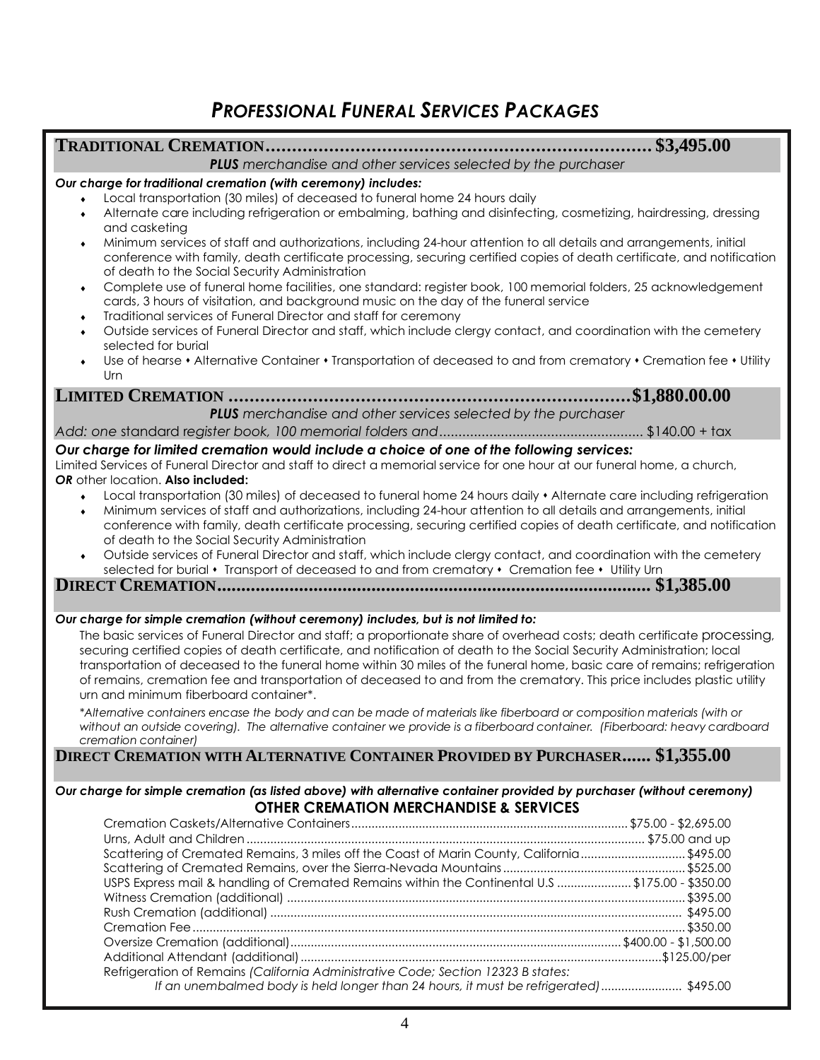# *PROFESSIONAL FUNERAL SERVICES PACKAGES*

## TRADITIONAL CREMATION.......................................................................... $3,495.00

***PLUS** merchandise and other services selected by the purchaser*

***Our charge for traditional cremation (with ceremony) includes:***

- Local transportation (30 miles) of deceased to funeral home 24 hours daily
- Alternate care including refrigeration or embalming, bathing and disinfecting, cosmetizing, hairdressing, dressing and casketing
- Minimum services of staff and authorizations, including 24-hour attention to all details and arrangements, initial conference with family, death certificate processing, securing certified copies of death certificate, and notification of death to the Social Security Administration
- Complete use of funeral home facilities, one standard: register book, 100 memorial folders, 25 acknowledgement cards, 3 hours of visitation, and background music on the day of the funeral service
- Traditional services of Funeral Director and staff for ceremony
- Outside services of Funeral Director and staff, which include clergy contact, and coordination with the cemetery selected for burial
- Use of hearse • Alternative Container • Transportation of deceased to and from crematory • Cremation fee • Utility Urn

## LIMITED CREMATION ..........................................................................$1,880.00.00

***PLUS** merchandise and other services selected by the purchaser*

*Add: one standard register book, 100 memorial folders and*.................................................... $140.00 + tax

***Our charge for limited cremation would include a choice of one of the following services:***

Limited Services of Funeral Director and staff to direct a memorial service for one hour at our funeral home, a church, ***OR*** other location. **Also included:**

- Local transportation (30 miles) of deceased to funeral home 24 hours daily • Alternate care including refrigeration
- Minimum services of staff and authorizations, including 24-hour attention to all details and arrangements, initial conference with family, death certificate processing, securing certified copies of death certificate, and notification of death to the Social Security Administration
- Outside services of Funeral Director and staff, which include clergy contact, and coordination with the cemetery selected for burial • Transport of deceased to and from crematory • Cremation fee • Utility Urn

## DIRECT CREMATION........................................................................................ $1,385.00

***Our charge for simple cremation (without ceremony) includes, but is not limited to:***

The basic services of Funeral Director and staff; a proportionate share of overhead costs; death certificate processing, securing certified copies of death certificate, and notification of death to the Social Security Administration; local transportation of deceased to the funeral home within 30 miles of the funeral home, basic care of remains; refrigeration of remains, cremation fee and transportation of deceased to and from the crematory. This price includes plastic utility urn and minimum fiberboard container*.

**Alternative containers encase the body and can be made of materials like fiberboard or composition materials (with or without an outside covering). The alternative container we provide is a fiberboard container. (Fiberboard: heavy cardboard cremation container)*

## DIRECT CREMATION WITH ALTERNATIVE CONTAINER PROVIDED BY PURCHASER...... $1,355.00

***Our charge for simple cremation (as listed above) with alternative container provided by purchaser (without ceremony)***

### OTHER CREMATION MERCHANDISE & SERVICES

| Item | Price |
|---|---|
| Cremation Caskets/Alternative Containers | $75.00 - $2,695.00 |
| Urns, Adult and Children | $75.00 and up |
| Scattering of Cremated Remains, 3 miles off the Coast of Marin County, California | $495.00 |
| Scattering of Cremated Remains, over the Sierra-Nevada Mountains | $525.00 |
| USPS Express mail & handling of Cremated Remains within the Continental U.S | $175.00 - $350.00 |
| Witness Cremation (additional) | $395.00 |
| Rush Cremation (additional) | $495.00 |
| Cremation Fee | $350.00 |
| Oversize Cremation (additional) | $400.00 - $1,500.00 |
| Additional Attendant (additional) | $125.00/per |
| Refrigeration of Remains *(California Administrative Code; Section 12323 B states: If an unembalmed body is held longer than 24 hours, it must be refrigerated)* | $495.00 |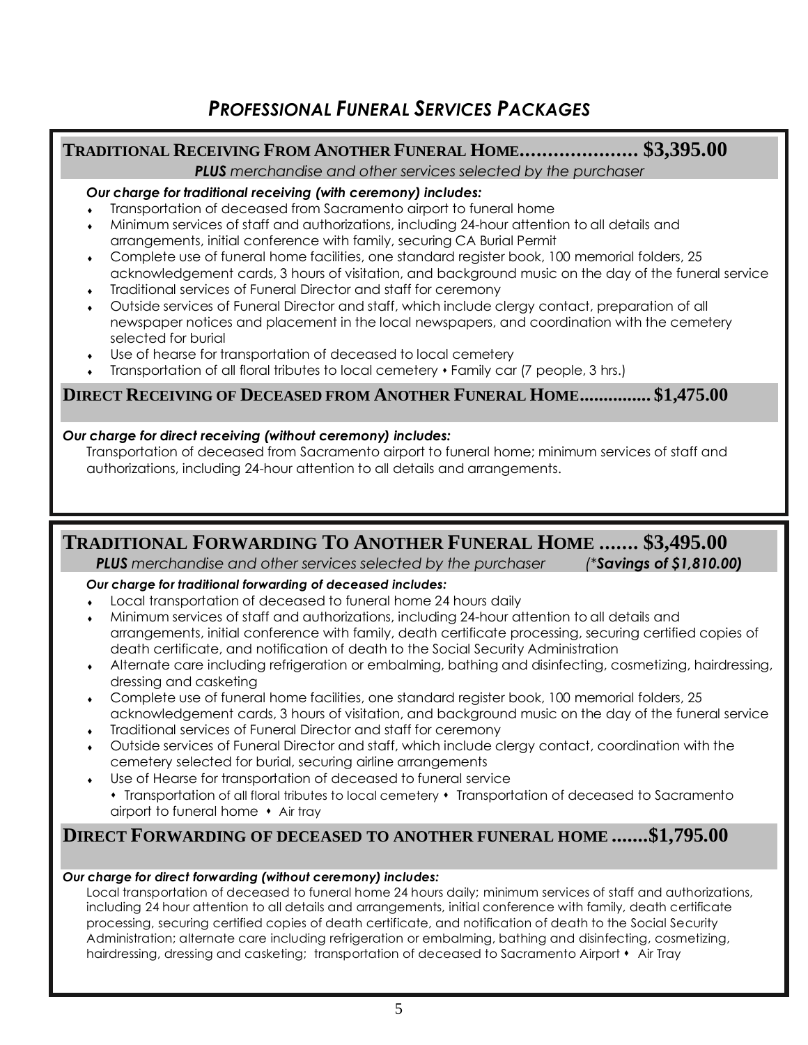# *PROFESSIONAL FUNERAL SERVICES PACKAGES*

## TRADITIONAL RECEIVING FROM ANOTHER FUNERAL HOME..................... $3,395.00

***PLUS*** *merchandise and other services selected by the purchaser*

***Our charge for traditional receiving (with ceremony) includes:***

- Transportation of deceased from Sacramento airport to funeral home
- Minimum services of staff and authorizations, including 24-hour attention to all details and arrangements, initial conference with family, securing CA Burial Permit
- Complete use of funeral home facilities, one standard register book, 100 memorial folders, 25 acknowledgement cards, 3 hours of visitation, and background music on the day of the funeral service
- Traditional services of Funeral Director and staff for ceremony
- Outside services of Funeral Director and staff, which include clergy contact, preparation of all newspaper notices and placement in the local newspapers, and coordination with the cemetery selected for burial
- Use of hearse for transportation of deceased to local cemetery
- Transportation of all floral tributes to local cemetery • Family car (7 people, 3 hrs.)

## DIRECT RECEIVING OF DECEASED FROM ANOTHER FUNERAL HOME............... $1,475.00

***Our charge for direct receiving (without ceremony) includes:***

Transportation of deceased from Sacramento airport to funeral home; minimum services of staff and authorizations, including 24-hour attention to all details and arrangements.

## TRADITIONAL FORWARDING TO ANOTHER FUNERAL HOME ....... $3,495.00

***PLUS*** *merchandise and other services selected by the purchaser* ***(*Savings of $1,810.00)***

***Our charge for traditional forwarding of deceased includes:***

- Local transportation of deceased to funeral home 24 hours daily
- Minimum services of staff and authorizations, including 24-hour attention to all details and arrangements, initial conference with family, death certificate processing, securing certified copies of death certificate, and notification of death to the Social Security Administration
- Alternate care including refrigeration or embalming, bathing and disinfecting, cosmetizing, hairdressing, dressing and casketing
- Complete use of funeral home facilities, one standard register book, 100 memorial folders, 25 acknowledgement cards, 3 hours of visitation, and background music on the day of the funeral service
- Traditional services of Funeral Director and staff for ceremony
- Outside services of Funeral Director and staff, which include clergy contact, coordination with the cemetery selected for burial, securing airline arrangements
- Use of Hearse for transportation of deceased to funeral service
  • Transportation of all floral tributes to local cemetery • Transportation of deceased to Sacramento airport to funeral home • Air tray

## DIRECT FORWARDING OF DECEASED TO ANOTHER FUNERAL HOME .......$1,795.00

***Our charge for direct forwarding (without ceremony) includes:***

Local transportation of deceased to funeral home 24 hours daily; minimum services of staff and authorizations, including 24 hour attention to all details and arrangements, initial conference with family, death certificate processing, securing certified copies of death certificate, and notification of death to the Social Security Administration; alternate care including refrigeration or embalming, bathing and disinfecting, cosmetizing, hairdressing, dressing and casketing; transportation of deceased to Sacramento Airport • Air Tray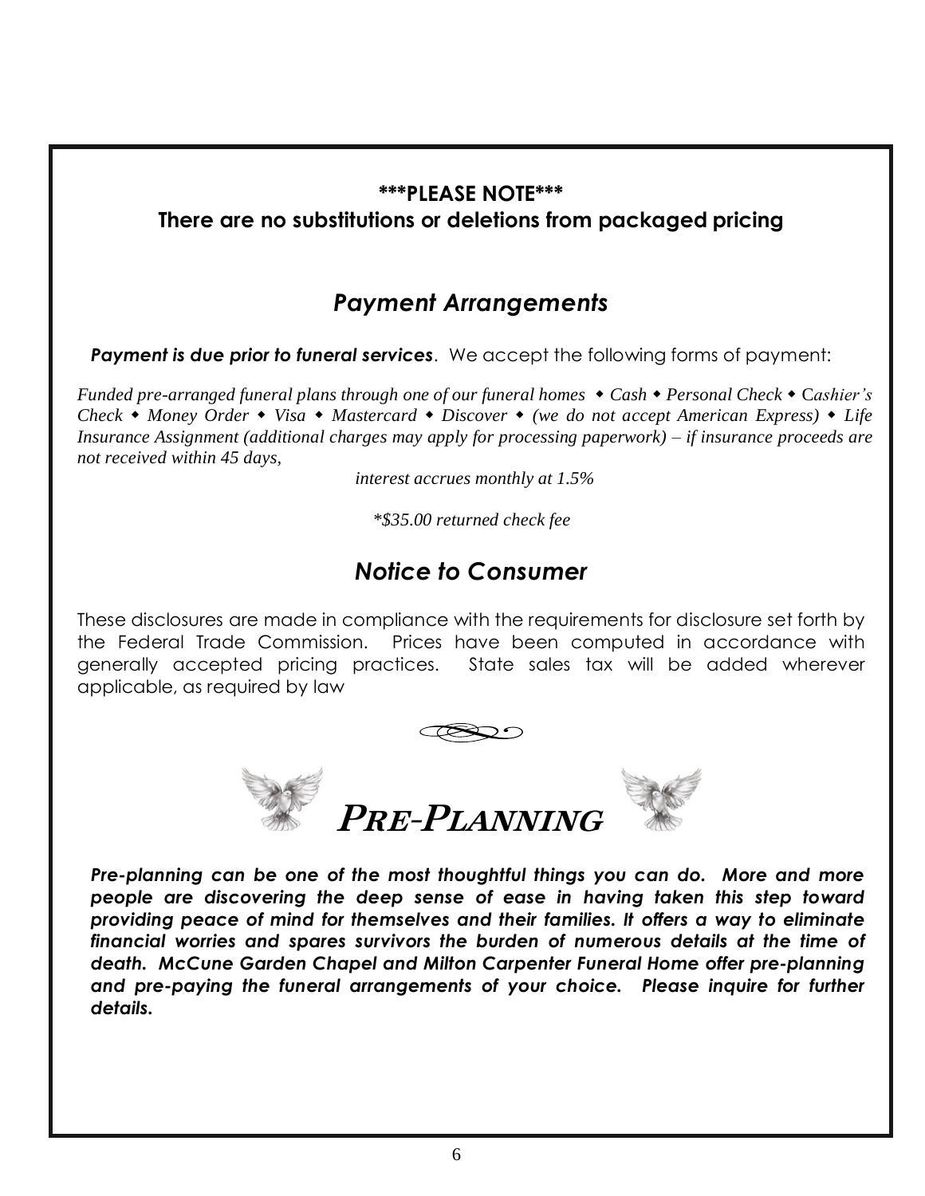**\*\*\*PLEASE NOTE\*\*\***

**There are no substitutions or deletions from packaged pricing**

## *Payment Arrangements*

***Payment is due prior to funeral services***. We accept the following forms of payment:

*Funded pre-arranged funeral plans through one of our funeral homes ◆ Cash ◆ Personal Check ◆ Cashier's Check ◆ Money Order ◆ Visa ◆ Mastercard ◆ Discover ◆ (we do not accept American Express) ◆ Life Insurance Assignment (additional charges may apply for processing paperwork) – if insurance proceeds are not received within 45 days,*

*interest accrues monthly at 1.5%*

*\*$35.00 returned check fee*

## *Notice to Consumer*

These disclosures are made in compliance with the requirements for disclosure set forth by the Federal Trade Commission. Prices have been computed in accordance with generally accepted pricing practices. State sales tax will be added wherever applicable, as required by law

## *PRE-PLANNING*

***Pre-planning can be one of the most thoughtful things you can do. More and more people are discovering the deep sense of ease in having taken this step toward providing peace of mind for themselves and their families. It offers a way to eliminate financial worries and spares survivors the burden of numerous details at the time of death. McCune Garden Chapel and Milton Carpenter Funeral Home offer pre-planning and pre-paying the funeral arrangements of your choice. Please inquire for further details.***